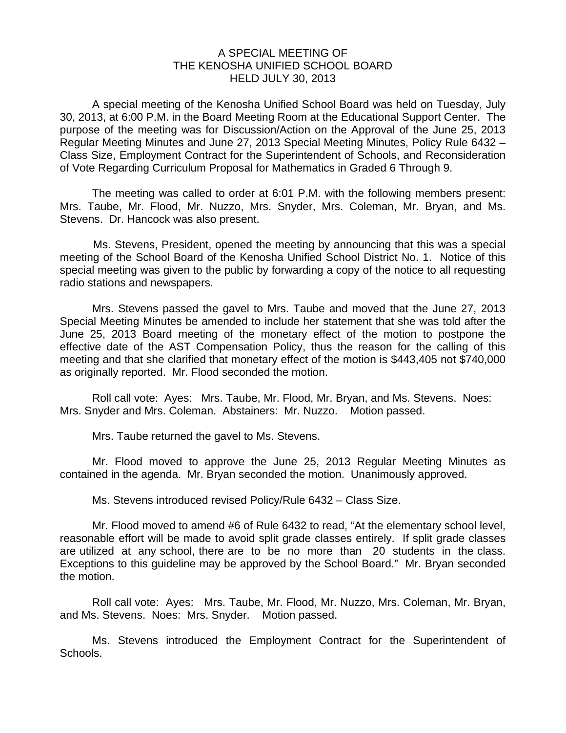# A SPECIAL MEETING OF THE KENOSHA UNIFIED SCHOOL BOARD HELD JULY 30, 2013

A special meeting of the Kenosha Unified School Board was held on Tuesday, July 30, 2013, at 6:00 P.M. in the Board Meeting Room at the Educational Support Center. The purpose of the meeting was for Discussion/Action on the Approval of the June 25, 2013 Regular Meeting Minutes and June 27, 2013 Special Meeting Minutes, Policy Rule 6432 – Class Size, Employment Contract for the Superintendent of Schools, and Reconsideration of Vote Regarding Curriculum Proposal for Mathematics in Graded 6 Through 9.

The meeting was called to order at 6:01 P.M. with the following members present: Mrs. Taube, Mr. Flood, Mr. Nuzzo, Mrs. Snyder, Mrs. Coleman, Mr. Bryan, and Ms. Stevens. Dr. Hancock was also present.

Ms. Stevens, President, opened the meeting by announcing that this was a special meeting of the School Board of the Kenosha Unified School District No. 1. Notice of this special meeting was given to the public by forwarding a copy of the notice to all requesting radio stations and newspapers.

Mrs. Stevens passed the gavel to Mrs. Taube and moved that the June 27, 2013 Special Meeting Minutes be amended to include her statement that she was told after the June 25, 2013 Board meeting of the monetary effect of the motion to postpone the effective date of the AST Compensation Policy, thus the reason for the calling of this meeting and that she clarified that monetary effect of the motion is $443,405 not $740,000 as originally reported. Mr. Flood seconded the motion.

Roll call vote: Ayes: Mrs. Taube, Mr. Flood, Mr. Bryan, and Ms. Stevens. Noes: Mrs. Snyder and Mrs. Coleman. Abstainers: Mr. Nuzzo. Motion passed.

Mrs. Taube returned the gavel to Ms. Stevens.

Mr. Flood moved to approve the June 25, 2013 Regular Meeting Minutes as contained in the agenda. Mr. Bryan seconded the motion. Unanimously approved.

Ms. Stevens introduced revised Policy/Rule 6432 – Class Size.

Mr. Flood moved to amend #6 of Rule 6432 to read, "At the elementary school level, reasonable effort will be made to avoid split grade classes entirely. If split grade classes are utilized at any school, there are to be no more than 20 students in the class. Exceptions to this guideline may be approved by the School Board." Mr. Bryan seconded the motion.

Roll call vote: Ayes: Mrs. Taube, Mr. Flood, Mr. Nuzzo, Mrs. Coleman, Mr. Bryan, and Ms. Stevens. Noes: Mrs. Snyder. Motion passed.

Ms. Stevens introduced the Employment Contract for the Superintendent of Schools.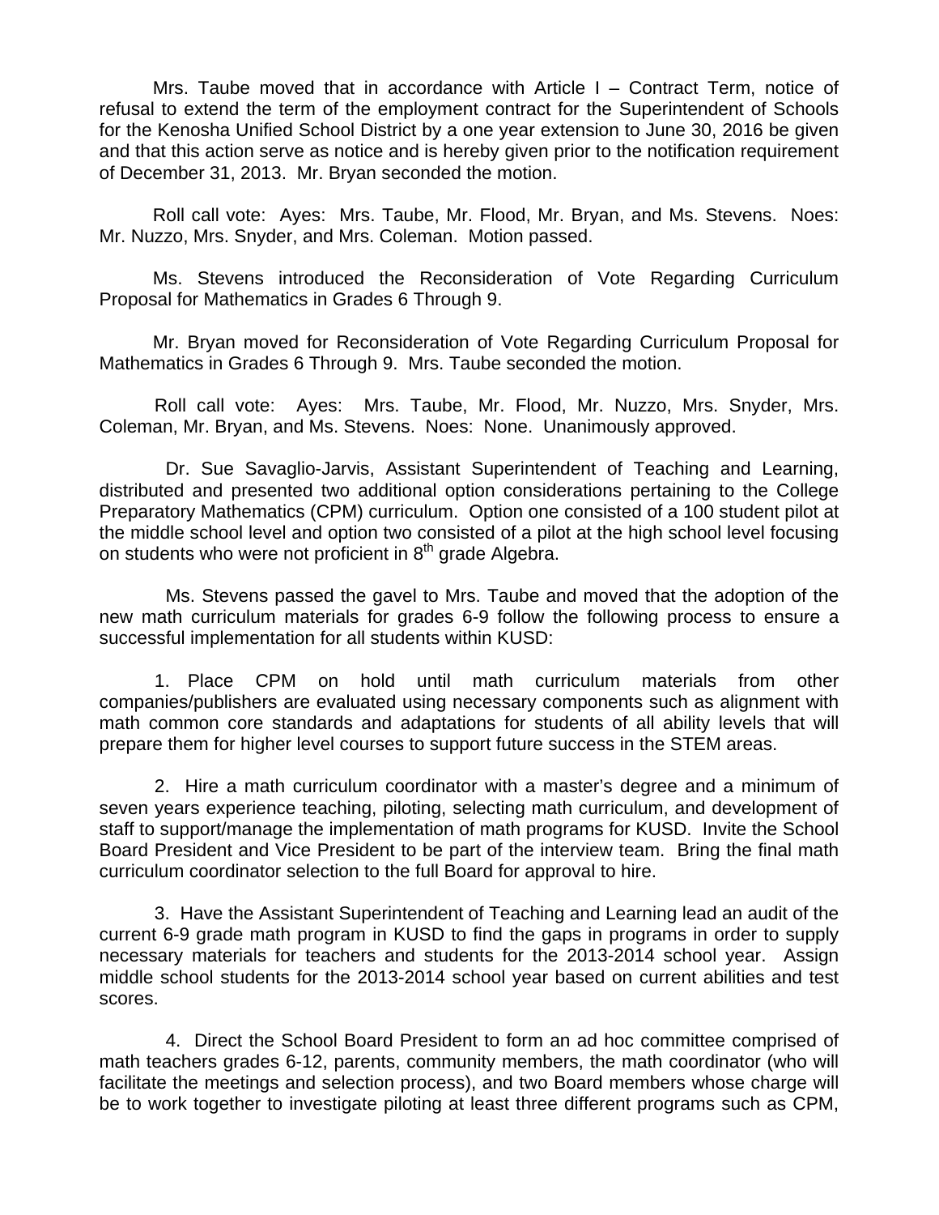Mrs. Taube moved that in accordance with Article I – Contract Term, notice of refusal to extend the term of the employment contract for the Superintendent of Schools for the Kenosha Unified School District by a one year extension to June 30, 2016 be given and that this action serve as notice and is hereby given prior to the notification requirement of December 31, 2013. Mr. Bryan seconded the motion.

Roll call vote: Ayes: Mrs. Taube, Mr. Flood, Mr. Bryan, and Ms. Stevens. Noes: Mr. Nuzzo, Mrs. Snyder, and Mrs. Coleman. Motion passed.

Ms. Stevens introduced the Reconsideration of Vote Regarding Curriculum Proposal for Mathematics in Grades 6 Through 9.

Mr. Bryan moved for Reconsideration of Vote Regarding Curriculum Proposal for Mathematics in Grades 6 Through 9. Mrs. Taube seconded the motion.

Roll call vote: Ayes: Mrs. Taube, Mr. Flood, Mr. Nuzzo, Mrs. Snyder, Mrs. Coleman, Mr. Bryan, and Ms. Stevens. Noes: None. Unanimously approved.

Dr. Sue Savaglio-Jarvis, Assistant Superintendent of Teaching and Learning, distributed and presented two additional option considerations pertaining to the College Preparatory Mathematics (CPM) curriculum. Option one consisted of a 100 student pilot at the middle school level and option two consisted of a pilot at the high school level focusing on students who were not proficient in 8th grade Algebra.

Ms. Stevens passed the gavel to Mrs. Taube and moved that the adoption of the new math curriculum materials for grades 6-9 follow the following process to ensure a successful implementation for all students within KUSD:

1. Place CPM on hold until math curriculum materials from other companies/publishers are evaluated using necessary components such as alignment with math common core standards and adaptations for students of all ability levels that will prepare them for higher level courses to support future success in the STEM areas.

2. Hire a math curriculum coordinator with a master's degree and a minimum of seven years experience teaching, piloting, selecting math curriculum, and development of staff to support/manage the implementation of math programs for KUSD. Invite the School Board President and Vice President to be part of the interview team. Bring the final math curriculum coordinator selection to the full Board for approval to hire.

3. Have the Assistant Superintendent of Teaching and Learning lead an audit of the current 6-9 grade math program in KUSD to find the gaps in programs in order to supply necessary materials for teachers and students for the 2013-2014 school year. Assign middle school students for the 2013-2014 school year based on current abilities and test scores.

4. Direct the School Board President to form an ad hoc committee comprised of math teachers grades 6-12, parents, community members, the math coordinator (who will facilitate the meetings and selection process), and two Board members whose charge will be to work together to investigate piloting at least three different programs such as CPM,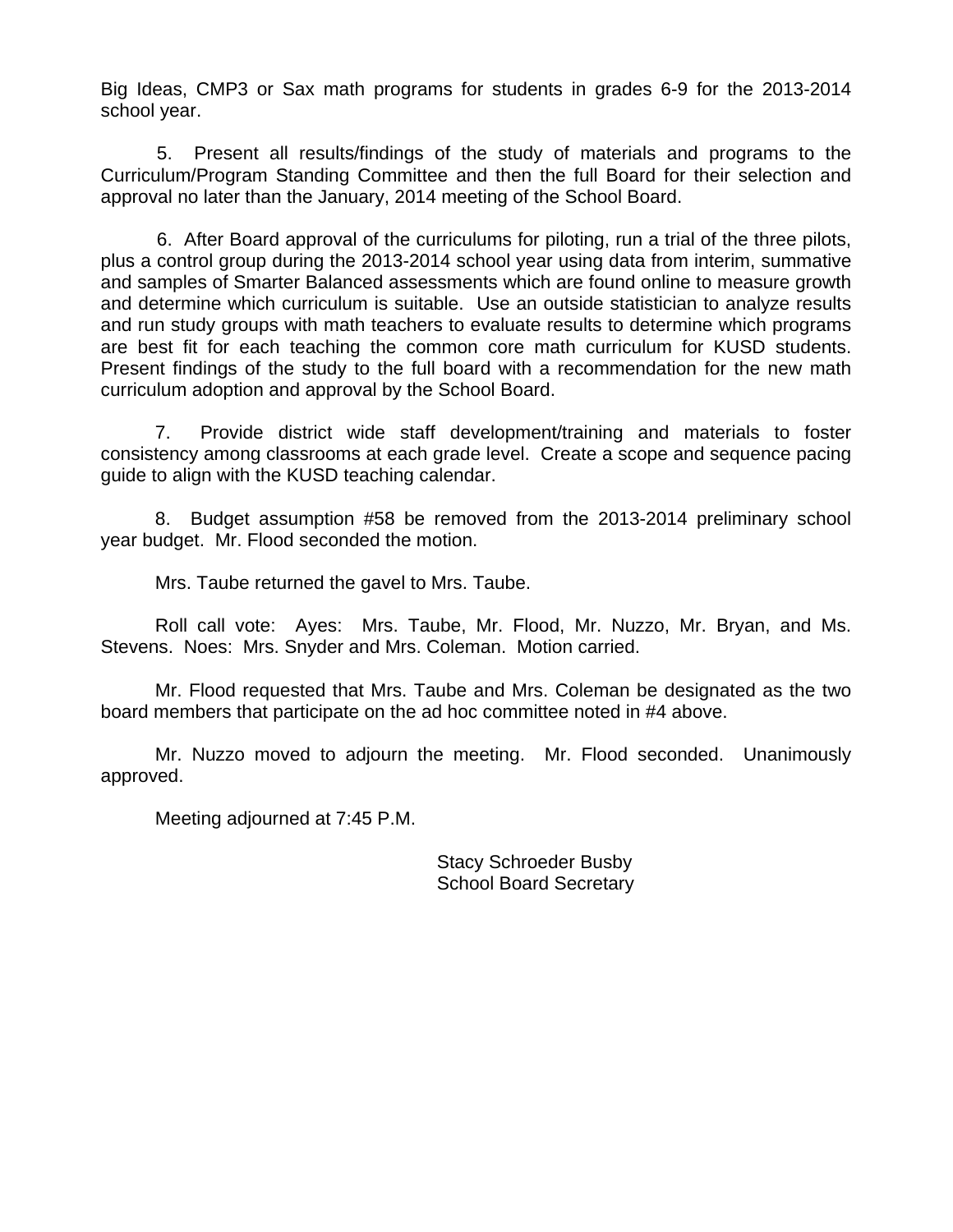Big Ideas, CMP3 or Sax math programs for students in grades 6-9 for the 2013-2014 school year.

5. Present all results/findings of the study of materials and programs to the Curriculum/Program Standing Committee and then the full Board for their selection and approval no later than the January, 2014 meeting of the School Board.

6. After Board approval of the curriculums for piloting, run a trial of the three pilots, plus a control group during the 2013-2014 school year using data from interim, summative and samples of Smarter Balanced assessments which are found online to measure growth and determine which curriculum is suitable. Use an outside statistician to analyze results and run study groups with math teachers to evaluate results to determine which programs are best fit for each teaching the common core math curriculum for KUSD students. Present findings of the study to the full board with a recommendation for the new math curriculum adoption and approval by the School Board.

7. Provide district wide staff development/training and materials to foster consistency among classrooms at each grade level. Create a scope and sequence pacing guide to align with the KUSD teaching calendar.

8. Budget assumption #58 be removed from the 2013-2014 preliminary school year budget. Mr. Flood seconded the motion.

Mrs. Taube returned the gavel to Mrs. Taube.

Roll call vote: Ayes: Mrs. Taube, Mr. Flood, Mr. Nuzzo, Mr. Bryan, and Ms. Stevens. Noes: Mrs. Snyder and Mrs. Coleman. Motion carried.

Mr. Flood requested that Mrs. Taube and Mrs. Coleman be designated as the two board members that participate on the ad hoc committee noted in #4 above.

Mr. Nuzzo moved to adjourn the meeting. Mr. Flood seconded. Unanimously approved.

Meeting adjourned at 7:45 P.M.

Stacy Schroeder Busby
School Board Secretary